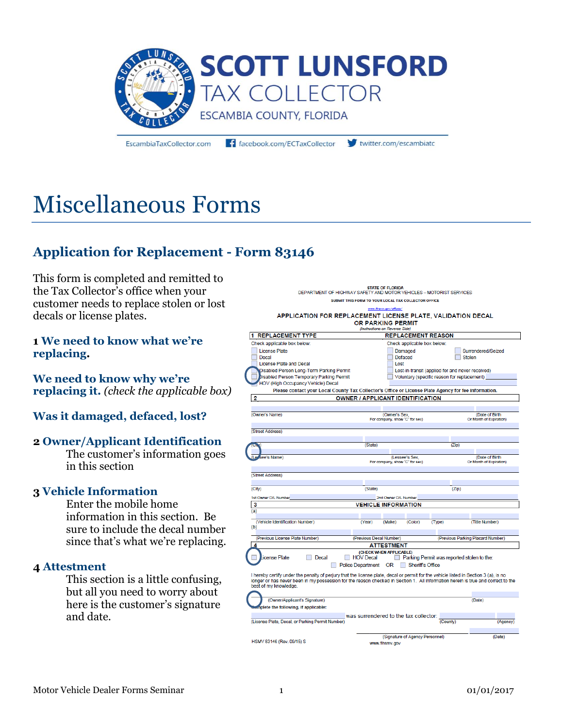SCOTT LUNSFORD

TAX COLLECTOR

ESCAMBIA COUNTY, FLORIDA

EscambiaTaxCollector.com facebook.com/ECTaxCollector twitter.com/escambiatc

# Miscellaneous Forms

## Application for Replacement - Form 83146

This form is completed and remitted to the Tax Collector's office when your customer needs to replace stolen or lost decals or license plates.

### 1 We need to know what we're replacing.

### We need to know why we're replacing it. *(check the applicable box)*

### Was it damaged, defaced, lost?

### 2 Owner/Applicant Identification

The customer's information goes in this section

### 3 Vehicle Information

Enter the mobile home information in this section. Be sure to include the decal number since that's what we're replacing.

### 4 Attestment

This section is a little confusing, but all you need to worry about here is the customer's signature and date.

STATE OF FLORIDA
DEPARTMENT OF HIGHWAY SAFETY AND MOTOR VEHICLES – MOTORIST SERVICES
SUBMIT THIS FORM TO YOUR LOCAL TAX COLLECTOR OFFICE
www.flhsmv.gov/offices/

APPLICATION FOR REPLACEMENT LICENSE PLATE, VALIDATION DECAL OR PARKING PERMIT
(Instructions on Reverse Side)

**1 REPLACEMENT TYPE**
Check applicable box below:
- License Plate
- Decal
- License Plate and Decal
- Disabled Person Long-Term Parking Permit
- Disabled Person Temporary Parking Permit
- HOV (High Occupancy Vehicle) Decal

**REPLACEMENT REASON**
Check applicable box below:
- Damaged
- Defaced
- Lost
- Lost-in-transit (applied for and never received)
- Voluntary (specific reason for replacement)
- Surrendered/Seized
- Stolen

Please contact your Local County Tax Collector's Office or License Plate Agency for fee information.

**2 OWNER / APPLICANT IDENTIFICATION**

(Owner's Name) (Owner's Sex, For company, show "C" for sex) (Date of Birth Or Month of Expiration)
(Street Address)
(City) (State) (Zip)
(Lessee's Name) (Lessee's Sex, For company, show "C" for sex) (Date of Birth Or Month of Expiration)
(Street Address)
(City) (State) (Zip)
1st Owner D/L Number 2nd Owner D/L Number

**3 VEHICLE INFORMATION**

(a) (Vehicle Identification Number) (Year) (Make) (Color) (Type) (Title Number)
(b) (Previous License Plate Number) (Previous Decal Number) (Previous Parking Placard Number)

**4 ATTESTMENT**

(CHECK WHEN APPLICABLE)
License Plate Decal HOV Decal Parking Permit was reported stolen to the: Police Department OR Sheriff's Office

I hereby certify under the penalty of perjury that the license plate, decal or permit for the vehicle listed in Section 3 (a), is no longer or has never been in my possession for the reason checked in Section 1. All information herein is true and correct to the best of my knowledge.

(Owner/Applicant's Signature) (Date)

Complete the following, if applicable:
(License Plate, Decal, or Parking Permit Number) was surrendered to the tax collector. (County) (Agency)

(Signature of Agency Personnel) (Date)

HSMV 83146 (Rev. 09/15) S www.flhsmv.gov

Motor Vehicle Dealer Forms Seminar 01/01/2017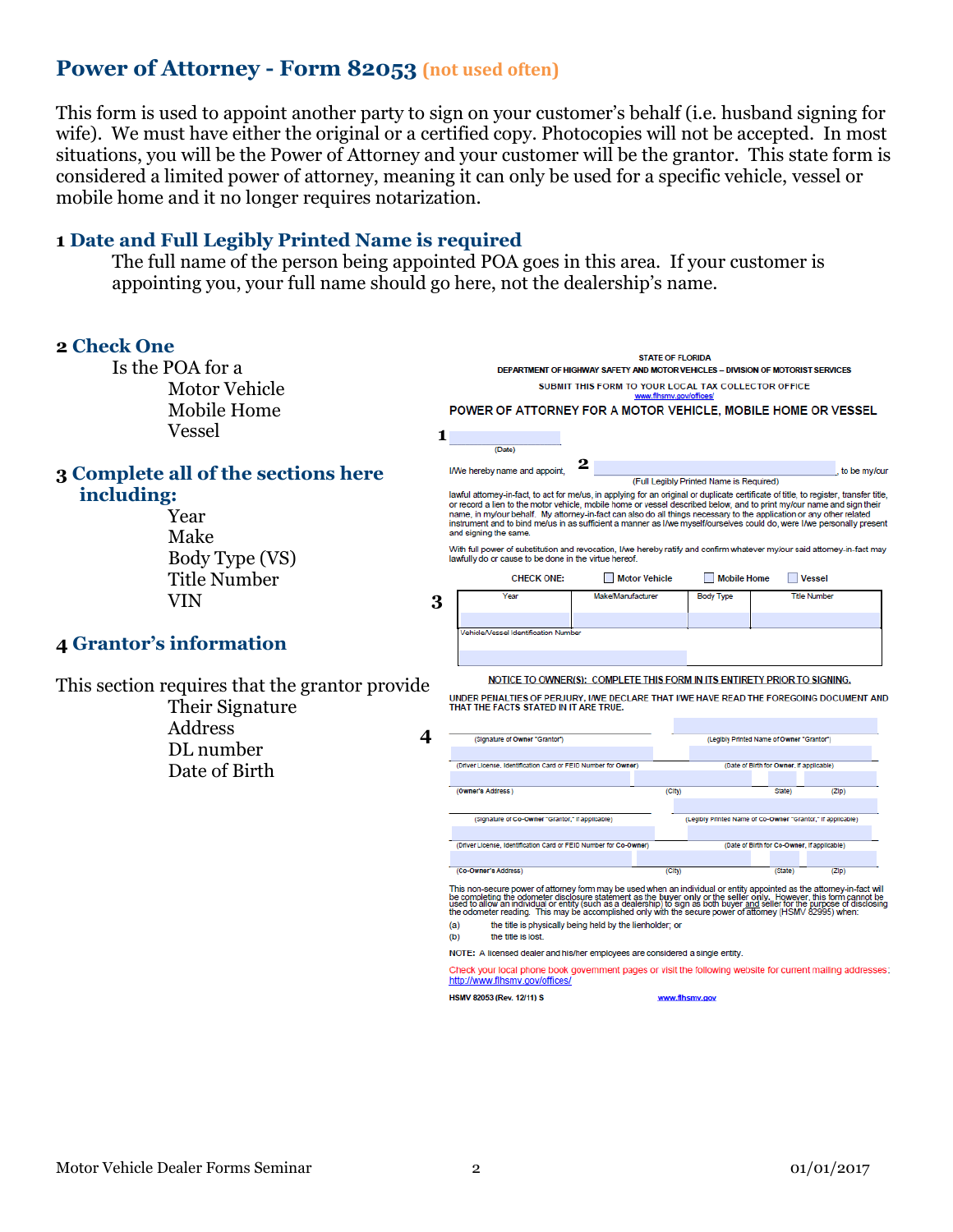# Power of Attorney - Form 82053 (not used often)

This form is used to appoint another party to sign on your customer's behalf (i.e. husband signing for wife). We must have either the original or a certified copy. Photocopies will not be accepted. In most situations, you will be the Power of Attorney and your customer will be the grantor. This state form is considered a limited power of attorney, meaning it can only be used for a specific vehicle, vessel or mobile home and it no longer requires notarization.

## 1 Date and Full Legibly Printed Name is required

The full name of the person being appointed POA goes in this area. If your customer is appointing you, your full name should go here, not the dealership's name.

## 2 Check One

Is the POA for a

- Motor Vehicle
- Mobile Home
- Vessel

## 3 Complete all of the sections here including:

- Year
- Make
- Body Type (VS)
- Title Number
- VIN

## 4 Grantor's information

This section requires that the grantor provide

- Their Signature
- Address
- DL number
- Date of Birth

---

STATE OF FLORIDA
DEPARTMENT OF HIGHWAY SAFETY AND MOTOR VEHICLES – DIVISION OF MOTORIST SERVICES
SUBMIT THIS FORM TO YOUR LOCAL TAX COLLECTOR OFFICE
www.flhsmv.gov/offices/

**POWER OF ATTORNEY FOR A MOTOR VEHICLE, MOBILE HOME OR VESSEL**

1 ____________ (Date)

I/We hereby name and appoint, 2 ______________________ (Full Legibly Printed Name is Required), to be my/our lawful attorney-in-fact, to act for me/us, in applying for an original or duplicate certificate of title, to register, transfer title, or record a lien to the motor vehicle, mobile home or vessel described below, and to print my/our name and sign their name, in my/our behalf. My attorney-in-fact can also do all things necessary to the application or any other related instrument and to bind me/us in as sufficient a manner as I/we myself/ourselves could do, were I/we personally present and signing the same.

With full power of substitution and revocation, I/we hereby ratify and confirm whatever my/our said attorney-in-fact may lawfully do or cause to be done in the virtue hereof.

CHECK ONE: ☐ Motor Vehicle ☐ Mobile Home ☐ Vessel

3

| Year | Make/Manufacturer | Body Type | Title Number |
|---|---|---|---|
| | | | |
| Vehicle/Vessel Identification Number | | | |
| | | | |

NOTICE TO OWNER(S): COMPLETE THIS FORM IN ITS ENTIRETY PRIOR TO SIGNING.

UNDER PENALTIES OF PERJURY, I/WE DECLARE THAT I/WE HAVE READ THE FOREGOING DOCUMENT AND THAT THE FACTS STATED IN IT ARE TRUE.

4

(Signature of Owner "Grantor") (Legibly Printed Name of Owner "Grantor")

(Driver License, Identification Card or FEID Number for Owner) (Date of Birth for Owner, if applicable)

(Owner's Address) (City) (State) (Zip)

(Signature of Co-Owner "Grantor," if applicable) (Legibly Printed Name of Co-Owner "Grantor," if applicable)

(Driver License, Identification Card or FEID Number for Co-Owner) (Date of Birth for Co-Owner, if applicable)

(Co-Owner's Address) (City) (State) (Zip)

This non-secure power of attorney form may be used when an individual or entity appointed as the attorney-in-fact will be completing the odometer disclosure statement as the buyer only or the seller only. However, this form cannot be used to allow an individual or entity (such as a dealership) to sign as both buyer and seller for the purpose of disclosing the odometer reading. This may be accomplished only with the secure power of attorney (HSMV 82995) when:

(a) the title is physically being held by the lienholder; or
(b) the title is lost.

NOTE: A licensed dealer and his/her employees are considered a single entity.

Check your local phone book government pages or visit the following website for current mailing addresses: http://www.flhsmv.gov/offices/

HSMV 82053 (Rev. 12/11) S www.flhsmv.gov